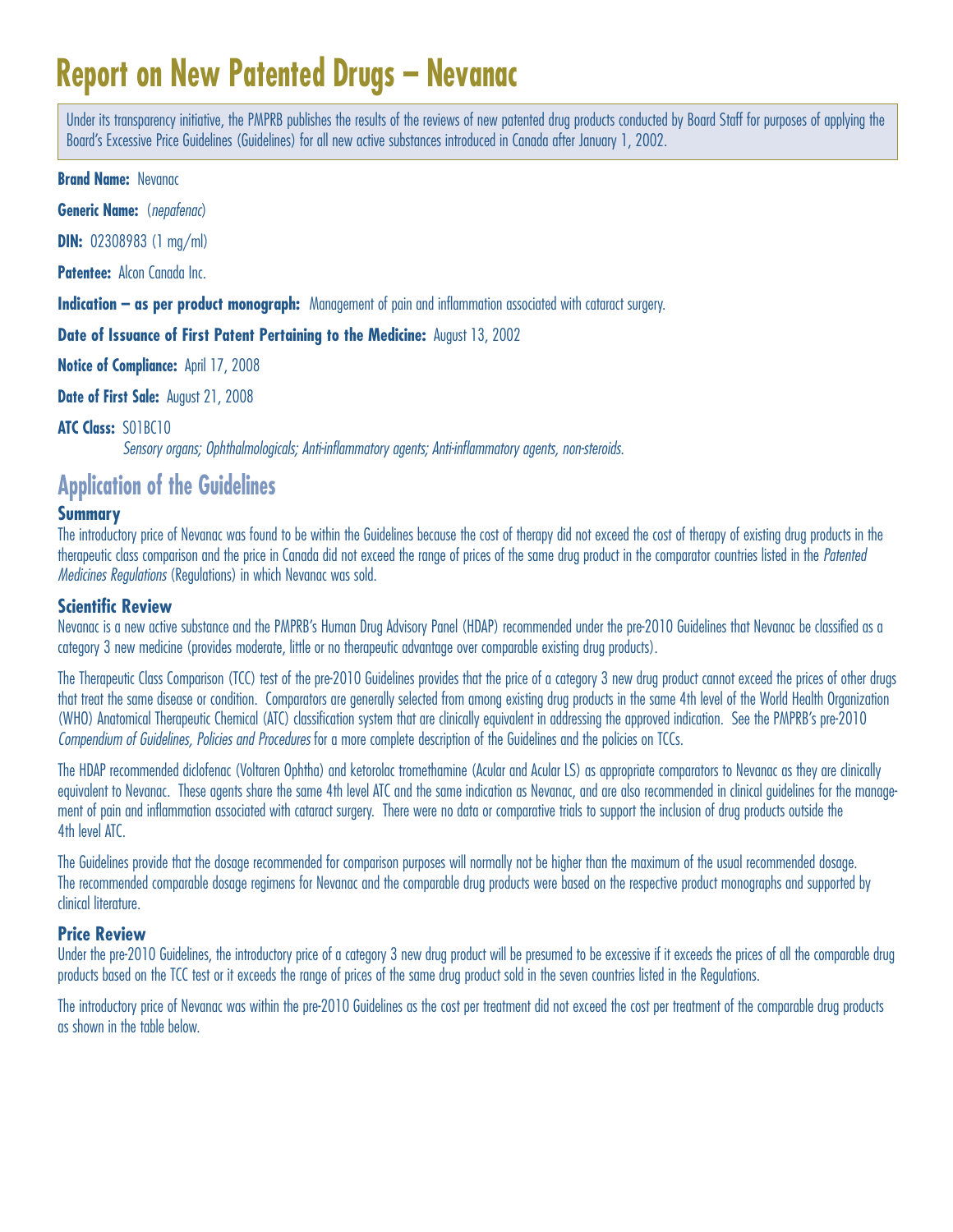# Report on New Patented Drugs – Nevanac

Under its transparency initiative, the PMPRB publishes the results of the reviews of new patented drug products conducted by Board Staff for purposes of applying the Board's Excessive Price Guidelines (Guidelines) for all new active substances introduced in Canada after January 1, 2002.

**Brand Name:** Nevanac

**Generic Name:** (*nepafenac*)

**DIN:** 02308983 (1 mg/ml)

**Patentee:** Alcon Canada Inc.

**Indication – as per product monograph:** Management of pain and inflammation associated with cataract surgery.

**Date of Issuance of First Patent Pertaining to the Medicine:** August 13, 2002

**Notice of Compliance:** April 17, 2008

**Date of First Sale:** August 21, 2008

**ATC Class:** S01BC10

*Sensory organs; Ophthalmologicals; Anti-inflammatory agents; Anti-inflammatory agents, non-steroids.*

## Application of the Guidelines

### Summary

The introductory price of Nevanac was found to be within the Guidelines because the cost of therapy did not exceed the cost of therapy of existing drug products in the therapeutic class comparison and the price in Canada did not exceed the range of prices of the same drug product in the comparator countries listed in the *Patented Medicines Regulations* (Regulations) in which Nevanac was sold.

### Scientific Review

Nevanac is a new active substance and the PMPRB's Human Drug Advisory Panel (HDAP) recommended under the pre-2010 Guidelines that Nevanac be classified as a category 3 new medicine (provides moderate, little or no therapeutic advantage over comparable existing drug products).

The Therapeutic Class Comparison (TCC) test of the pre-2010 Guidelines provides that the price of a category 3 new drug product cannot exceed the prices of other drugs that treat the same disease or condition. Comparators are generally selected from among existing drug products in the same 4th level of the World Health Organization (WHO) Anatomical Therapeutic Chemical (ATC) classification system that are clinically equivalent in addressing the approved indication. See the PMPRB's pre-2010 *Compendium of Guidelines, Policies and Procedures* for a more complete description of the Guidelines and the policies on TCCs.

The HDAP recommended diclofenac (Voltaren Ophtha) and ketorolac tromethamine (Acular and Acular LS) as appropriate comparators to Nevanac as they are clinically equivalent to Nevanac. These agents share the same 4th level ATC and the same indication as Nevanac, and are also recommended in clinical guidelines for the management of pain and inflammation associated with cataract surgery. There were no data or comparative trials to support the inclusion of drug products outside the 4th level ATC.

The Guidelines provide that the dosage recommended for comparison purposes will normally not be higher than the maximum of the usual recommended dosage. The recommended comparable dosage regimens for Nevanac and the comparable drug products were based on the respective product monographs and supported by clinical literature.

### Price Review

Under the pre-2010 Guidelines, the introductory price of a category 3 new drug product will be presumed to be excessive if it exceeds the prices of all the comparable drug products based on the TCC test or it exceeds the range of prices of the same drug product sold in the seven countries listed in the Regulations.

The introductory price of Nevanac was within the pre-2010 Guidelines as the cost per treatment did not exceed the cost per treatment of the comparable drug products as shown in the table below.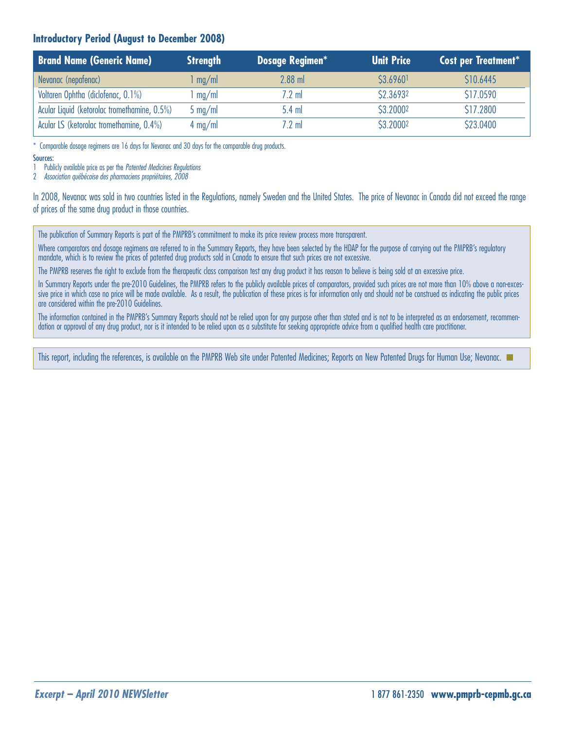### Introductory Period (August to December 2008)

| Brand Name (Generic Name) | Strength | Dosage Regimen* | Unit Price | Cost per Treatment* |
|---|---|---|---|---|
| Nevanac (nepafenac) | 1 mg/ml | 2.88 ml | $3.6960[1] | $10.6445 |
| Voltaren Ophtha (diclofenac, 0.1%) | 1 mg/ml | 7.2 ml | $2.3693[2] | $17.0590 |
| Acular Liquid (ketorolac tromethamine, 0.5%) | 5 mg/ml | 5.4 ml | $3.2000[2] | $17.2800 |
| Acular LS (ketorolac tromethamine, 0.4%) | 4 mg/ml | 7.2 ml | $3.2000[2] | $23.0400 |

\* Comparable dosage regimens are 16 days for Nevanac and 30 days for the comparable drug products.

Sources:

1 Publicly available price as per the *Patented Medicines Regulations*

2 *Association québécoise des pharmaciens propriétaires, 2008*

In 2008, Nevanac was sold in two countries listed in the Regulations, namely Sweden and the United States. The price of Nevanac in Canada did not exceed the range of prices of the same drug product in those countries.

The publication of Summary Reports is part of the PMPRB's commitment to make its price review process more transparent.

Where comparators and dosage regimens are referred to in the Summary Reports, they have been selected by the HDAP for the purpose of carrying out the PMPRB's regulatory mandate, which is to review the prices of patented drug products sold in Canada to ensure that such prices are not excessive.

The PMPRB reserves the right to exclude from the therapeutic class comparison test any drug product it has reason to believe is being sold at an excessive price.

In Summary Reports under the pre-2010 Guidelines, the PMPRB refers to the publicly available prices of comparators, provided such prices are not more than 10% above a non-excessive price in which case no price will be made available. As a result, the publication of these prices is for information only and should not be construed as indicating the public prices are considered within the pre-2010 Guidelines.

The information contained in the PMPRB's Summary Reports should not be relied upon for any purpose other than stated and is not to be interpreted as an endorsement, recommendation or approval of any drug product, nor is it intended to be relied upon as a substitute for seeking appropriate advice from a qualified health care practitioner.

This report, including the references, is available on the PMPRB Web site under Patented Medicines; Reports on New Patented Drugs for Human Use; Nevanac.